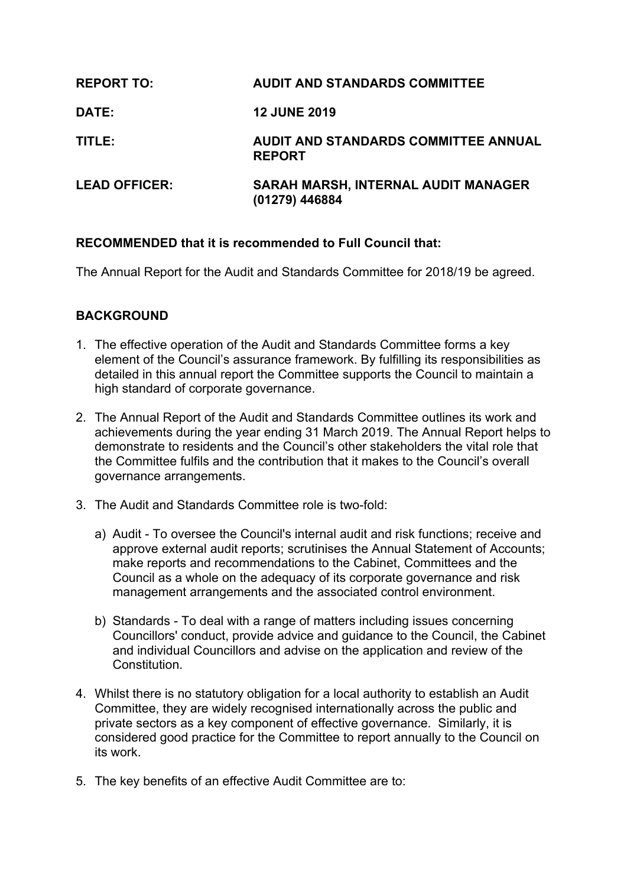| | |
|---|---|
| **REPORT TO:** | **AUDIT AND STANDARDS COMMITTEE** |
| **DATE:** | **12 JUNE 2019** |
| **TITLE:** | **AUDIT AND STANDARDS COMMITTEE ANNUAL REPORT** |
| **LEAD OFFICER:** | **SARAH MARSH, INTERNAL AUDIT MANAGER (01279) 446884** |

**RECOMMENDED that it is recommended to Full Council that:**

The Annual Report for the Audit and Standards Committee for 2018/19 be agreed.

## BACKGROUND

1. The effective operation of the Audit and Standards Committee forms a key element of the Council's assurance framework. By fulfilling its responsibilities as detailed in this annual report the Committee supports the Council to maintain a high standard of corporate governance.

2. The Annual Report of the Audit and Standards Committee outlines its work and achievements during the year ending 31 March 2019. The Annual Report helps to demonstrate to residents and the Council's other stakeholders the vital role that the Committee fulfils and the contribution that it makes to the Council's overall governance arrangements.

3. The Audit and Standards Committee role is two-fold:

   a) Audit - To oversee the Council's internal audit and risk functions; receive and approve external audit reports; scrutinises the Annual Statement of Accounts; make reports and recommendations to the Cabinet, Committees and the Council as a whole on the adequacy of its corporate governance and risk management arrangements and the associated control environment.

   b) Standards - To deal with a range of matters including issues concerning Councillors' conduct, provide advice and guidance to the Council, the Cabinet and individual Councillors and advise on the application and review of the Constitution.

4. Whilst there is no statutory obligation for a local authority to establish an Audit Committee, they are widely recognised internationally across the public and private sectors as a key component of effective governance. Similarly, it is considered good practice for the Committee to report annually to the Council on its work.

5. The key benefits of an effective Audit Committee are to: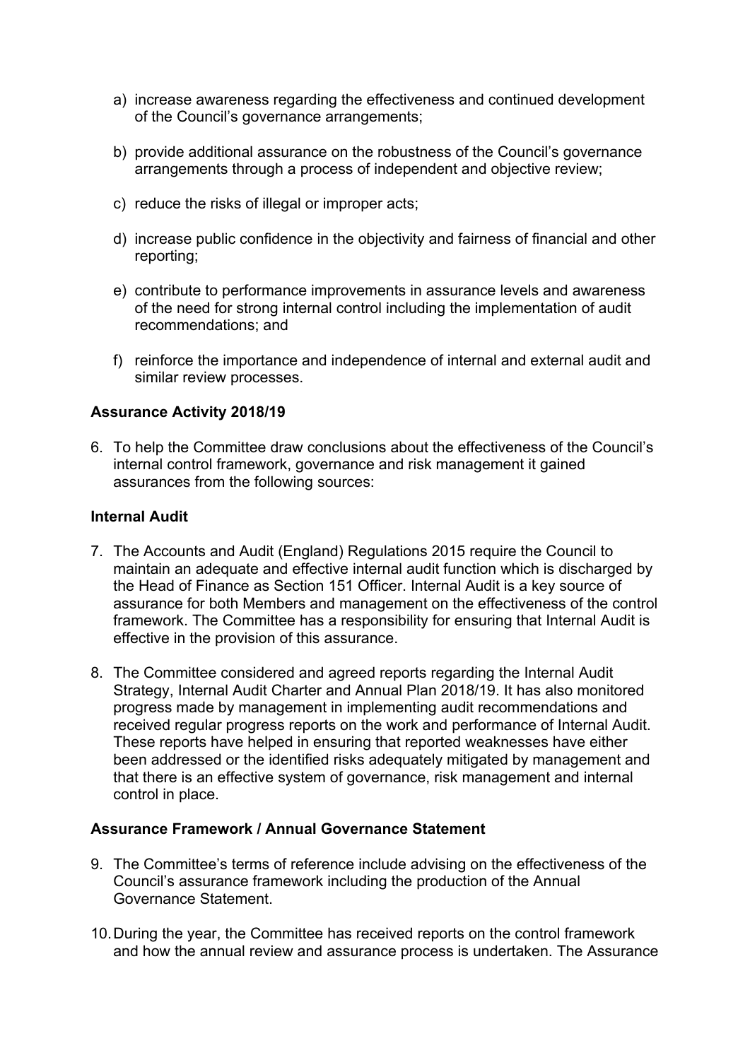a) increase awareness regarding the effectiveness and continued development of the Council's governance arrangements;

b) provide additional assurance on the robustness of the Council's governance arrangements through a process of independent and objective review;

c) reduce the risks of illegal or improper acts;

d) increase public confidence in the objectivity and fairness of financial and other reporting;

e) contribute to performance improvements in assurance levels and awareness of the need for strong internal control including the implementation of audit recommendations; and

f) reinforce the importance and independence of internal and external audit and similar review processes.

**Assurance Activity 2018/19**

6. To help the Committee draw conclusions about the effectiveness of the Council's internal control framework, governance and risk management it gained assurances from the following sources:

**Internal Audit**

7. The Accounts and Audit (England) Regulations 2015 require the Council to maintain an adequate and effective internal audit function which is discharged by the Head of Finance as Section 151 Officer. Internal Audit is a key source of assurance for both Members and management on the effectiveness of the control framework. The Committee has a responsibility for ensuring that Internal Audit is effective in the provision of this assurance.

8. The Committee considered and agreed reports regarding the Internal Audit Strategy, Internal Audit Charter and Annual Plan 2018/19. It has also monitored progress made by management in implementing audit recommendations and received regular progress reports on the work and performance of Internal Audit. These reports have helped in ensuring that reported weaknesses have either been addressed or the identified risks adequately mitigated by management and that there is an effective system of governance, risk management and internal control in place.

**Assurance Framework / Annual Governance Statement**

9. The Committee's terms of reference include advising on the effectiveness of the Council's assurance framework including the production of the Annual Governance Statement.

10. During the year, the Committee has received reports on the control framework and how the annual review and assurance process is undertaken. The Assurance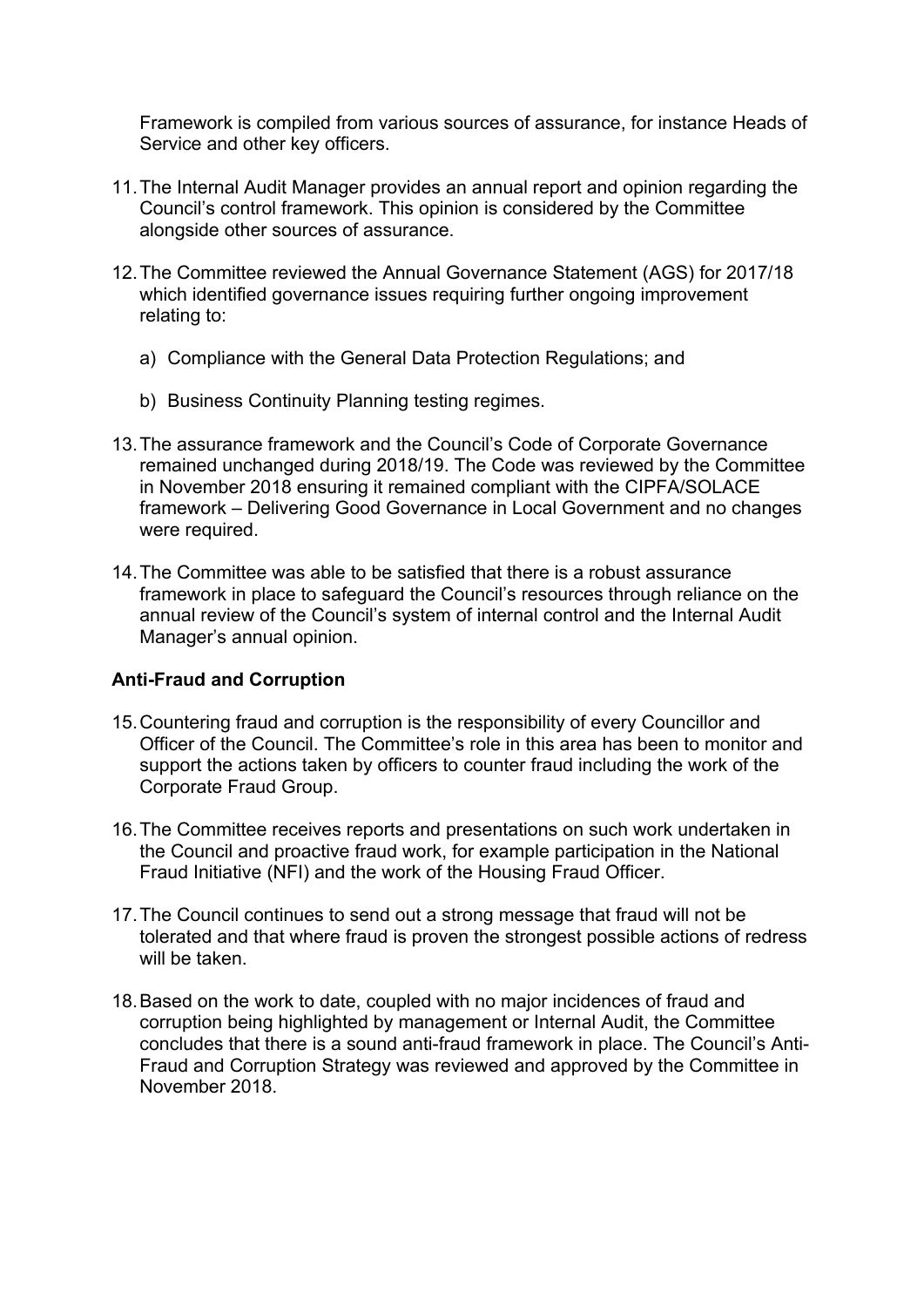Framework is compiled from various sources of assurance, for instance Heads of Service and other key officers.

11. The Internal Audit Manager provides an annual report and opinion regarding the Council's control framework. This opinion is considered by the Committee alongside other sources of assurance.

12. The Committee reviewed the Annual Governance Statement (AGS) for 2017/18 which identified governance issues requiring further ongoing improvement relating to:

    a) Compliance with the General Data Protection Regulations; and

    b) Business Continuity Planning testing regimes.

13. The assurance framework and the Council's Code of Corporate Governance remained unchanged during 2018/19. The Code was reviewed by the Committee in November 2018 ensuring it remained compliant with the CIPFA/SOLACE framework – Delivering Good Governance in Local Government and no changes were required.

14. The Committee was able to be satisfied that there is a robust assurance framework in place to safeguard the Council's resources through reliance on the annual review of the Council's system of internal control and the Internal Audit Manager's annual opinion.

**Anti-Fraud and Corruption**

15. Countering fraud and corruption is the responsibility of every Councillor and Officer of the Council. The Committee's role in this area has been to monitor and support the actions taken by officers to counter fraud including the work of the Corporate Fraud Group.

16. The Committee receives reports and presentations on such work undertaken in the Council and proactive fraud work, for example participation in the National Fraud Initiative (NFI) and the work of the Housing Fraud Officer.

17. The Council continues to send out a strong message that fraud will not be tolerated and that where fraud is proven the strongest possible actions of redress will be taken.

18. Based on the work to date, coupled with no major incidences of fraud and corruption being highlighted by management or Internal Audit, the Committee concludes that there is a sound anti-fraud framework in place. The Council's Anti-Fraud and Corruption Strategy was reviewed and approved by the Committee in November 2018.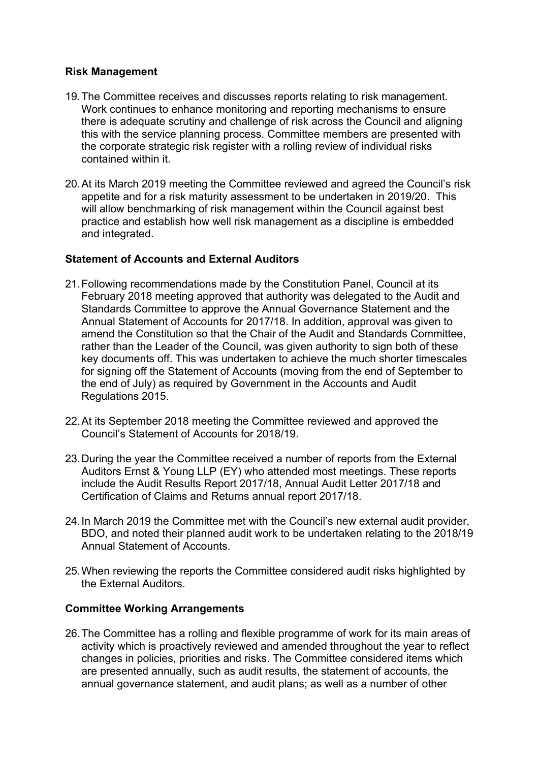**Risk Management**

19. The Committee receives and discusses reports relating to risk management. Work continues to enhance monitoring and reporting mechanisms to ensure there is adequate scrutiny and challenge of risk across the Council and aligning this with the service planning process. Committee members are presented with the corporate strategic risk register with a rolling review of individual risks contained within it.

20. At its March 2019 meeting the Committee reviewed and agreed the Council's risk appetite and for a risk maturity assessment to be undertaken in 2019/20. This will allow benchmarking of risk management within the Council against best practice and establish how well risk management as a discipline is embedded and integrated.

**Statement of Accounts and External Auditors**

21. Following recommendations made by the Constitution Panel, Council at its February 2018 meeting approved that authority was delegated to the Audit and Standards Committee to approve the Annual Governance Statement and the Annual Statement of Accounts for 2017/18. In addition, approval was given to amend the Constitution so that the Chair of the Audit and Standards Committee, rather than the Leader of the Council, was given authority to sign both of these key documents off. This was undertaken to achieve the much shorter timescales for signing off the Statement of Accounts (moving from the end of September to the end of July) as required by Government in the Accounts and Audit Regulations 2015.

22. At its September 2018 meeting the Committee reviewed and approved the Council's Statement of Accounts for 2018/19.

23. During the year the Committee received a number of reports from the External Auditors Ernst & Young LLP (EY) who attended most meetings. These reports include the Audit Results Report 2017/18, Annual Audit Letter 2017/18 and Certification of Claims and Returns annual report 2017/18.

24. In March 2019 the Committee met with the Council's new external audit provider, BDO, and noted their planned audit work to be undertaken relating to the 2018/19 Annual Statement of Accounts.

25. When reviewing the reports the Committee considered audit risks highlighted by the External Auditors.

**Committee Working Arrangements**

26. The Committee has a rolling and flexible programme of work for its main areas of activity which is proactively reviewed and amended throughout the year to reflect changes in policies, priorities and risks. The Committee considered items which are presented annually, such as audit results, the statement of accounts, the annual governance statement, and audit plans; as well as a number of other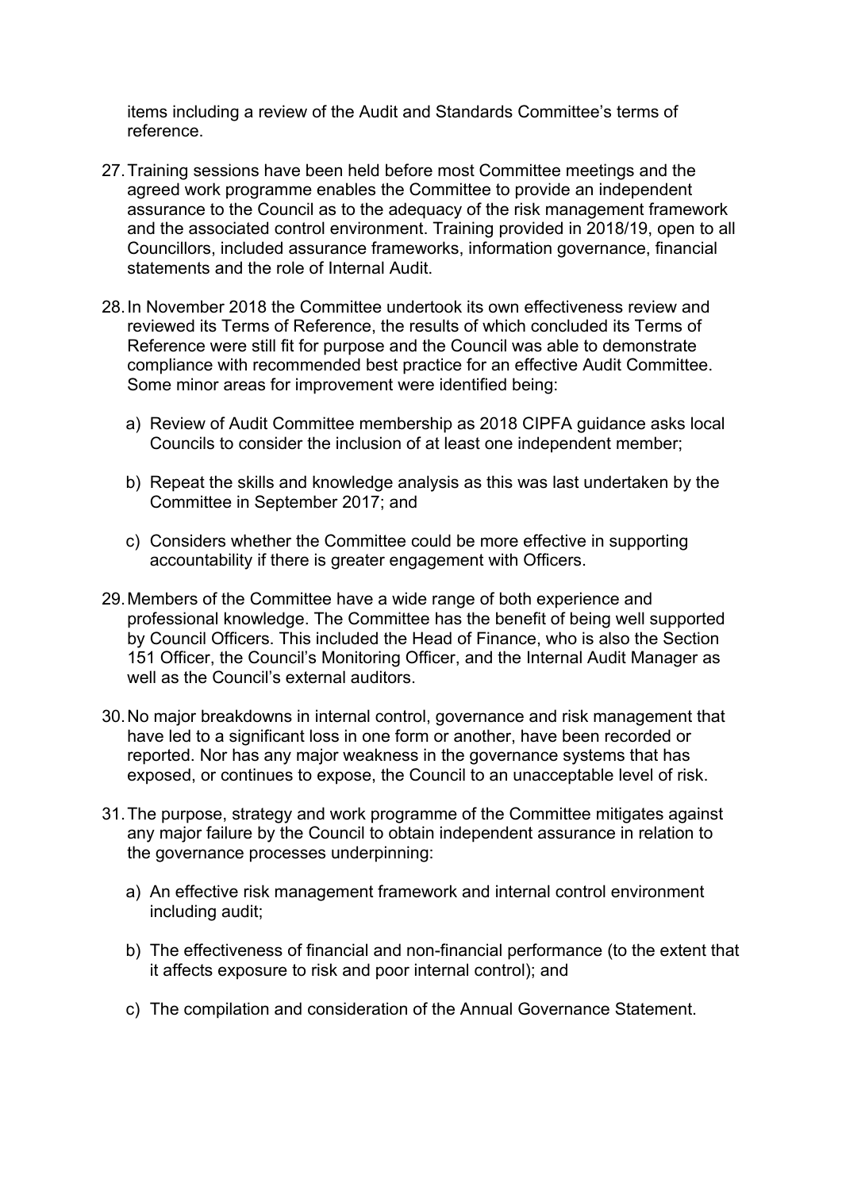items including a review of the Audit and Standards Committee's terms of reference.

27. Training sessions have been held before most Committee meetings and the agreed work programme enables the Committee to provide an independent assurance to the Council as to the adequacy of the risk management framework and the associated control environment. Training provided in 2018/19, open to all Councillors, included assurance frameworks, information governance, financial statements and the role of Internal Audit.

28. In November 2018 the Committee undertook its own effectiveness review and reviewed its Terms of Reference, the results of which concluded its Terms of Reference were still fit for purpose and the Council was able to demonstrate compliance with recommended best practice for an effective Audit Committee. Some minor areas for improvement were identified being:

    a) Review of Audit Committee membership as 2018 CIPFA guidance asks local Councils to consider the inclusion of at least one independent member;

    b) Repeat the skills and knowledge analysis as this was last undertaken by the Committee in September 2017; and

    c) Considers whether the Committee could be more effective in supporting accountability if there is greater engagement with Officers.

29. Members of the Committee have a wide range of both experience and professional knowledge. The Committee has the benefit of being well supported by Council Officers. This included the Head of Finance, who is also the Section 151 Officer, the Council's Monitoring Officer, and the Internal Audit Manager as well as the Council's external auditors.

30. No major breakdowns in internal control, governance and risk management that have led to a significant loss in one form or another, have been recorded or reported. Nor has any major weakness in the governance systems that has exposed, or continues to expose, the Council to an unacceptable level of risk.

31. The purpose, strategy and work programme of the Committee mitigates against any major failure by the Council to obtain independent assurance in relation to the governance processes underpinning:

    a) An effective risk management framework and internal control environment including audit;

    b) The effectiveness of financial and non-financial performance (to the extent that it affects exposure to risk and poor internal control); and

    c) The compilation and consideration of the Annual Governance Statement.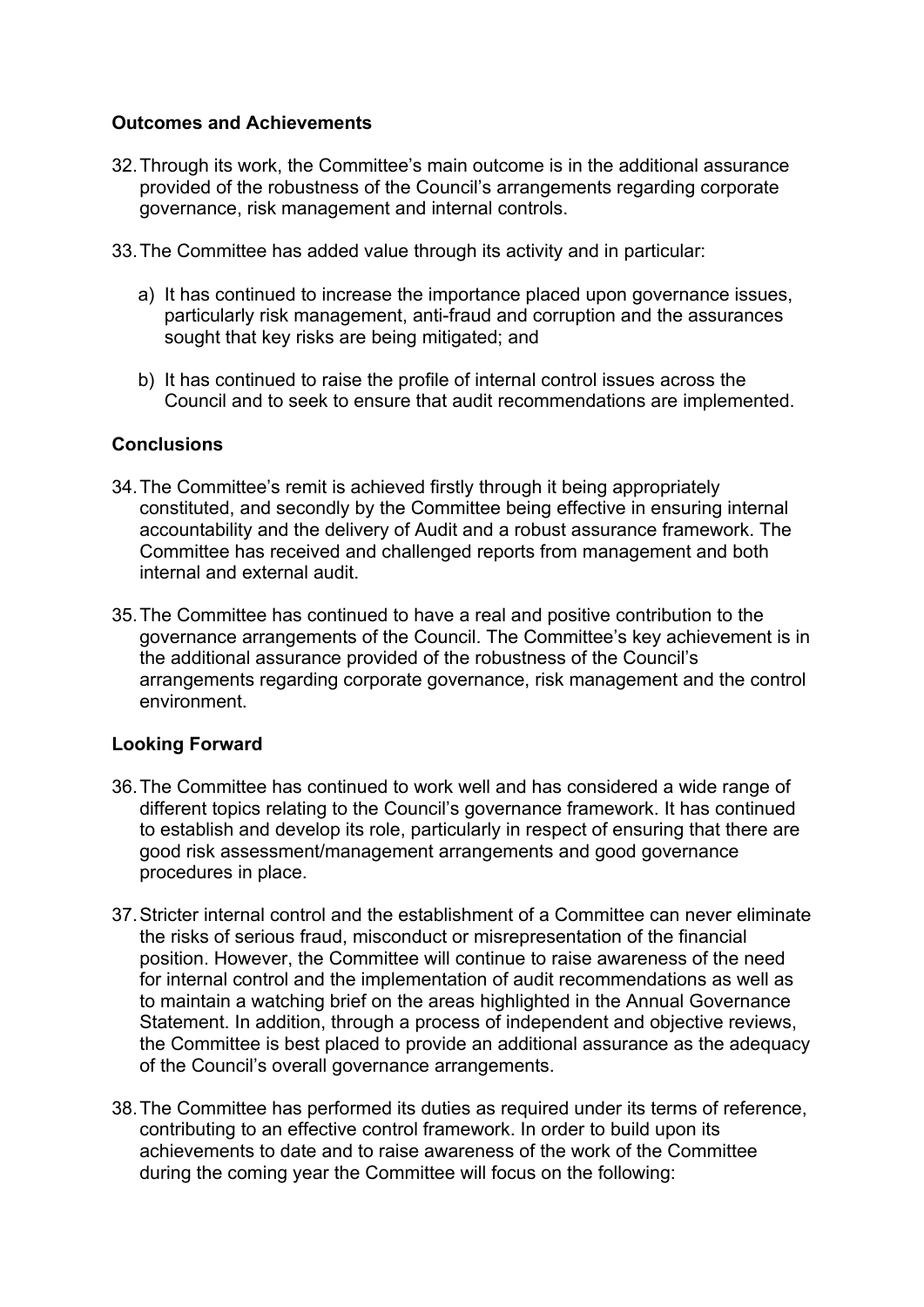**Outcomes and Achievements**

32. Through its work, the Committee's main outcome is in the additional assurance provided of the robustness of the Council's arrangements regarding corporate governance, risk management and internal controls.

33. The Committee has added value through its activity and in particular:

    a) It has continued to increase the importance placed upon governance issues, particularly risk management, anti-fraud and corruption and the assurances sought that key risks are being mitigated; and

    b) It has continued to raise the profile of internal control issues across the Council and to seek to ensure that audit recommendations are implemented.

**Conclusions**

34. The Committee's remit is achieved firstly through it being appropriately constituted, and secondly by the Committee being effective in ensuring internal accountability and the delivery of Audit and a robust assurance framework. The Committee has received and challenged reports from management and both internal and external audit.

35. The Committee has continued to have a real and positive contribution to the governance arrangements of the Council. The Committee's key achievement is in the additional assurance provided of the robustness of the Council's arrangements regarding corporate governance, risk management and the control environment.

**Looking Forward**

36. The Committee has continued to work well and has considered a wide range of different topics relating to the Council's governance framework. It has continued to establish and develop its role, particularly in respect of ensuring that there are good risk assessment/management arrangements and good governance procedures in place.

37. Stricter internal control and the establishment of a Committee can never eliminate the risks of serious fraud, misconduct or misrepresentation of the financial position. However, the Committee will continue to raise awareness of the need for internal control and the implementation of audit recommendations as well as to maintain a watching brief on the areas highlighted in the Annual Governance Statement. In addition, through a process of independent and objective reviews, the Committee is best placed to provide an additional assurance as the adequacy of the Council's overall governance arrangements.

38. The Committee has performed its duties as required under its terms of reference, contributing to an effective control framework. In order to build upon its achievements to date and to raise awareness of the work of the Committee during the coming year the Committee will focus on the following: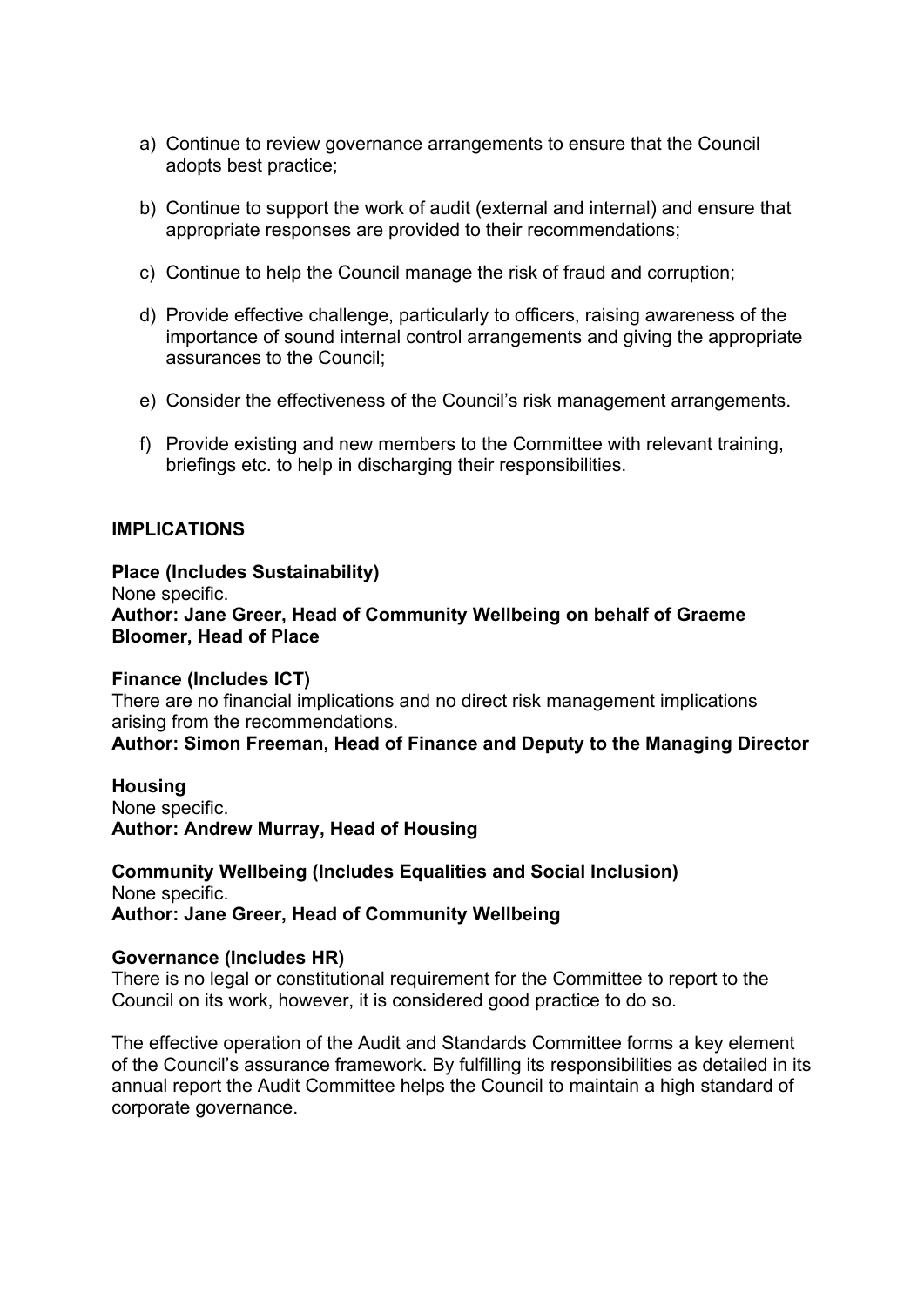a) Continue to review governance arrangements to ensure that the Council adopts best practice;

b) Continue to support the work of audit (external and internal) and ensure that appropriate responses are provided to their recommendations;

c) Continue to help the Council manage the risk of fraud and corruption;

d) Provide effective challenge, particularly to officers, raising awareness of the importance of sound internal control arrangements and giving the appropriate assurances to the Council;

e) Consider the effectiveness of the Council's risk management arrangements.

f) Provide existing and new members to the Committee with relevant training, briefings etc. to help in discharging their responsibilities.

**IMPLICATIONS**

**Place (Includes Sustainability)**
None specific.
**Author: Jane Greer, Head of Community Wellbeing on behalf of Graeme Bloomer, Head of Place**

**Finance (Includes ICT)**
There are no financial implications and no direct risk management implications arising from the recommendations.
**Author: Simon Freeman, Head of Finance and Deputy to the Managing Director**

**Housing**
None specific.
**Author: Andrew Murray, Head of Housing**

**Community Wellbeing (Includes Equalities and Social Inclusion)**
None specific.
**Author: Jane Greer, Head of Community Wellbeing**

**Governance (Includes HR)**
There is no legal or constitutional requirement for the Committee to report to the Council on its work, however, it is considered good practice to do so.

The effective operation of the Audit and Standards Committee forms a key element of the Council's assurance framework. By fulfilling its responsibilities as detailed in its annual report the Audit Committee helps the Council to maintain a high standard of corporate governance.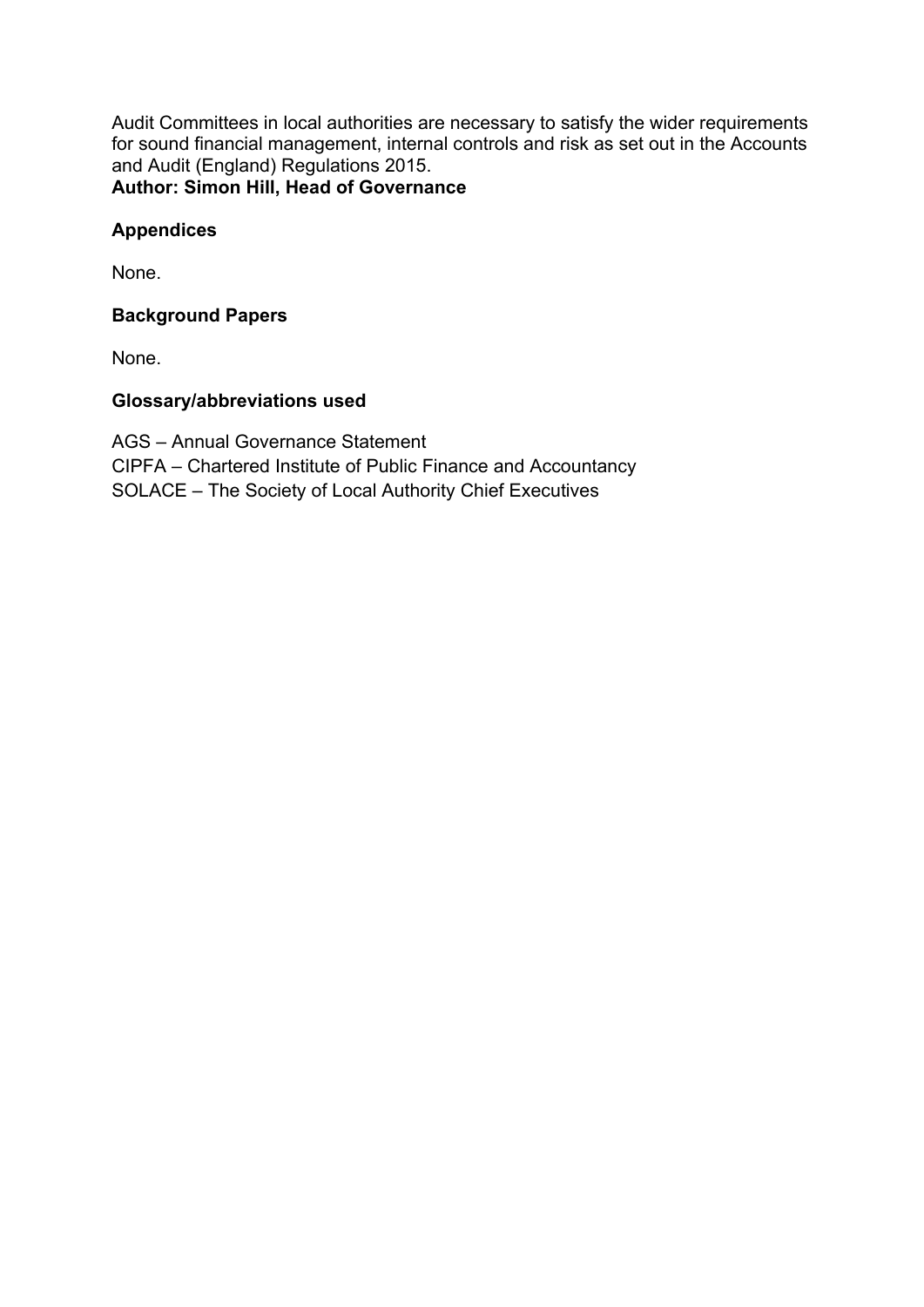Audit Committees in local authorities are necessary to satisfy the wider requirements for sound financial management, internal controls and risk as set out in the Accounts and Audit (England) Regulations 2015.

**Author: Simon Hill, Head of Governance**

## Appendices

None.

## Background Papers

None.

## Glossary/abbreviations used

AGS – Annual Governance Statement
CIPFA – Chartered Institute of Public Finance and Accountancy
SOLACE – The Society of Local Authority Chief Executives